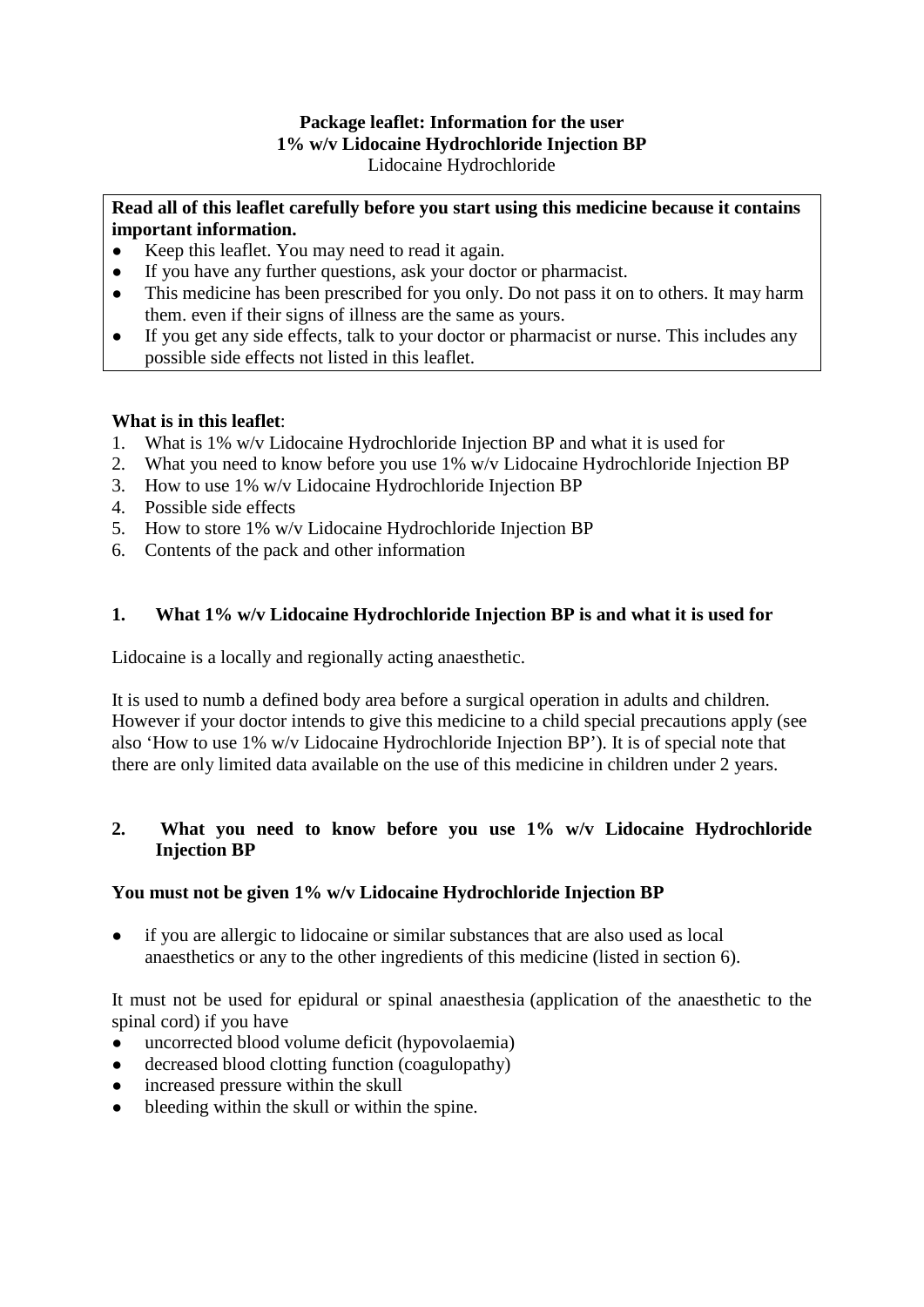**Package leaflet: Information for the user**
**1% w/v Lidocaine Hydrochloride Injection BP**
Lidocaine Hydrochloride

**Read all of this leaflet carefully before you start using this medicine because it contains important information.**

- Keep this leaflet. You may need to read it again.
- If you have any further questions, ask your doctor or pharmacist.
- This medicine has been prescribed for you only. Do not pass it on to others. It may harm them. even if their signs of illness are the same as yours.
- If you get any side effects, talk to your doctor or pharmacist or nurse. This includes any possible side effects not listed in this leaflet.

**What is in this leaflet**:

1. What is 1% w/v Lidocaine Hydrochloride Injection BP and what it is used for
2. What you need to know before you use 1% w/v Lidocaine Hydrochloride Injection BP
3. How to use 1% w/v Lidocaine Hydrochloride Injection BP
4. Possible side effects
5. How to store 1% w/v Lidocaine Hydrochloride Injection BP
6. Contents of the pack and other information

## 1. What 1% w/v Lidocaine Hydrochloride Injection BP is and what it is used for

Lidocaine is a locally and regionally acting anaesthetic.

It is used to numb a defined body area before a surgical operation in adults and children. However if your doctor intends to give this medicine to a child special precautions apply (see also 'How to use 1% w/v Lidocaine Hydrochloride Injection BP'). It is of special note that there are only limited data available on the use of this medicine in children under 2 years.

## 2. What you need to know before you use 1% w/v Lidocaine Hydrochloride Injection BP

**You must not be given 1% w/v Lidocaine Hydrochloride Injection BP**

- if you are allergic to lidocaine or similar substances that are also used as local anaesthetics or any to the other ingredients of this medicine (listed in section 6).

It must not be used for epidural or spinal anaesthesia (application of the anaesthetic to the spinal cord) if you have

- uncorrected blood volume deficit (hypovolaemia)
- decreased blood clotting function (coagulopathy)
- increased pressure within the skull
- bleeding within the skull or within the spine.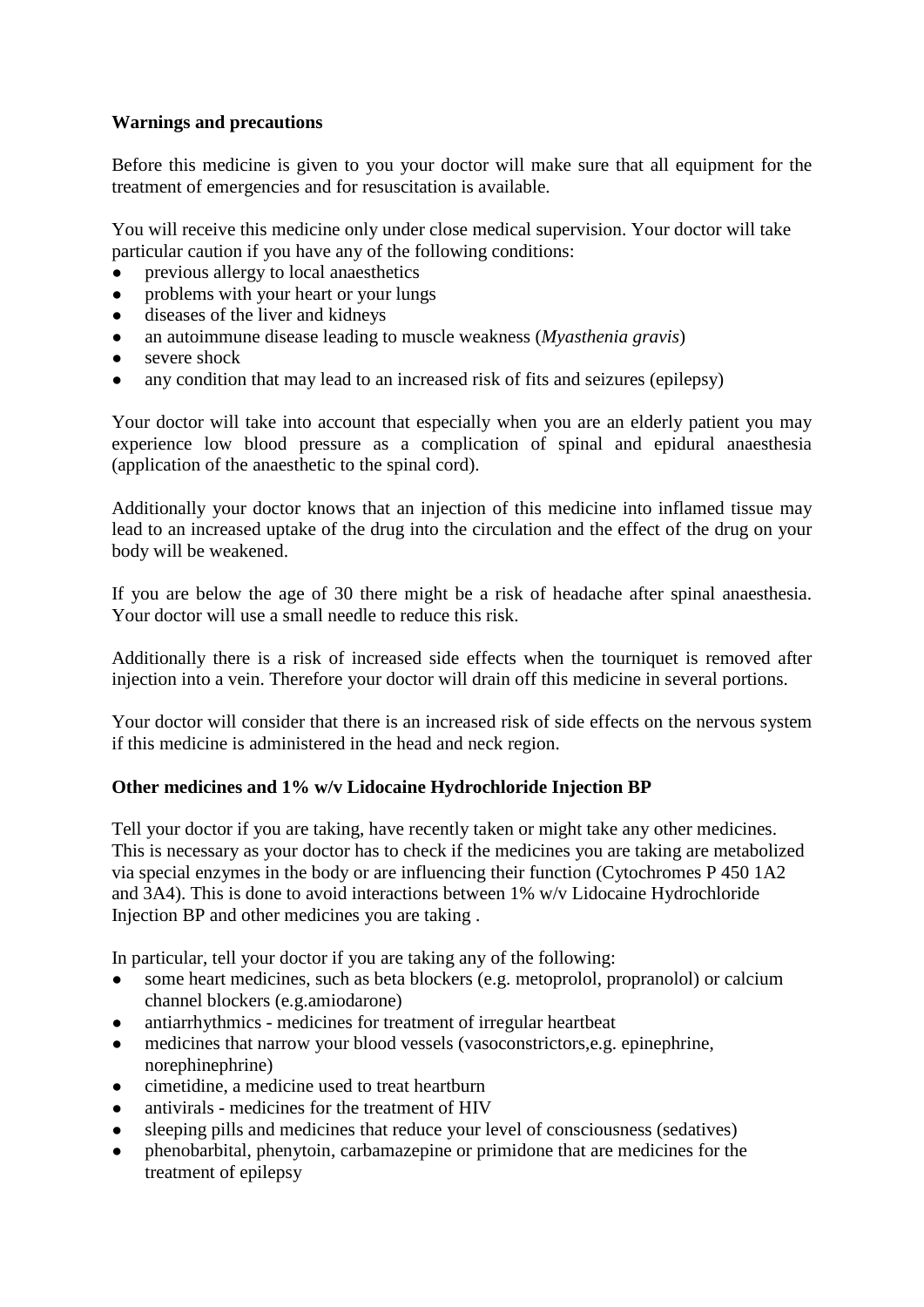**Warnings and precautions**

Before this medicine is given to you your doctor will make sure that all equipment for the treatment of emergencies and for resuscitation is available.

You will receive this medicine only under close medical supervision. Your doctor will take particular caution if you have any of the following conditions:

- previous allergy to local anaesthetics
- problems with your heart or your lungs
- diseases of the liver and kidneys
- an autoimmune disease leading to muscle weakness (*Myasthenia gravis*)
- severe shock
- any condition that may lead to an increased risk of fits and seizures (epilepsy)

Your doctor will take into account that especially when you are an elderly patient you may experience low blood pressure as a complication of spinal and epidural anaesthesia (application of the anaesthetic to the spinal cord).

Additionally your doctor knows that an injection of this medicine into inflamed tissue may lead to an increased uptake of the drug into the circulation and the effect of the drug on your body will be weakened.

If you are below the age of 30 there might be a risk of headache after spinal anaesthesia. Your doctor will use a small needle to reduce this risk.

Additionally there is a risk of increased side effects when the tourniquet is removed after injection into a vein. Therefore your doctor will drain off this medicine in several portions.

Your doctor will consider that there is an increased risk of side effects on the nervous system if this medicine is administered in the head and neck region.

**Other medicines and 1% w/v Lidocaine Hydrochloride Injection BP**

Tell your doctor if you are taking, have recently taken or might take any other medicines. This is necessary as your doctor has to check if the medicines you are taking are metabolized via special enzymes in the body or are influencing their function (Cytochromes P 450 1A2 and 3A4). This is done to avoid interactions between 1% w/v Lidocaine Hydrochloride Injection BP and other medicines you are taking .

In particular, tell your doctor if you are taking any of the following:

- some heart medicines, such as beta blockers (e.g. metoprolol, propranolol) or calcium channel blockers (e.g.amiodarone)
- antiarrhythmics - medicines for treatment of irregular heartbeat
- medicines that narrow your blood vessels (vasoconstrictors,e.g. epinephrine, norephinephrine)
- cimetidine, a medicine used to treat heartburn
- antivirals - medicines for the treatment of HIV
- sleeping pills and medicines that reduce your level of consciousness (sedatives)
- phenobarbital, phenytoin, carbamazepine or primidone that are medicines for the treatment of epilepsy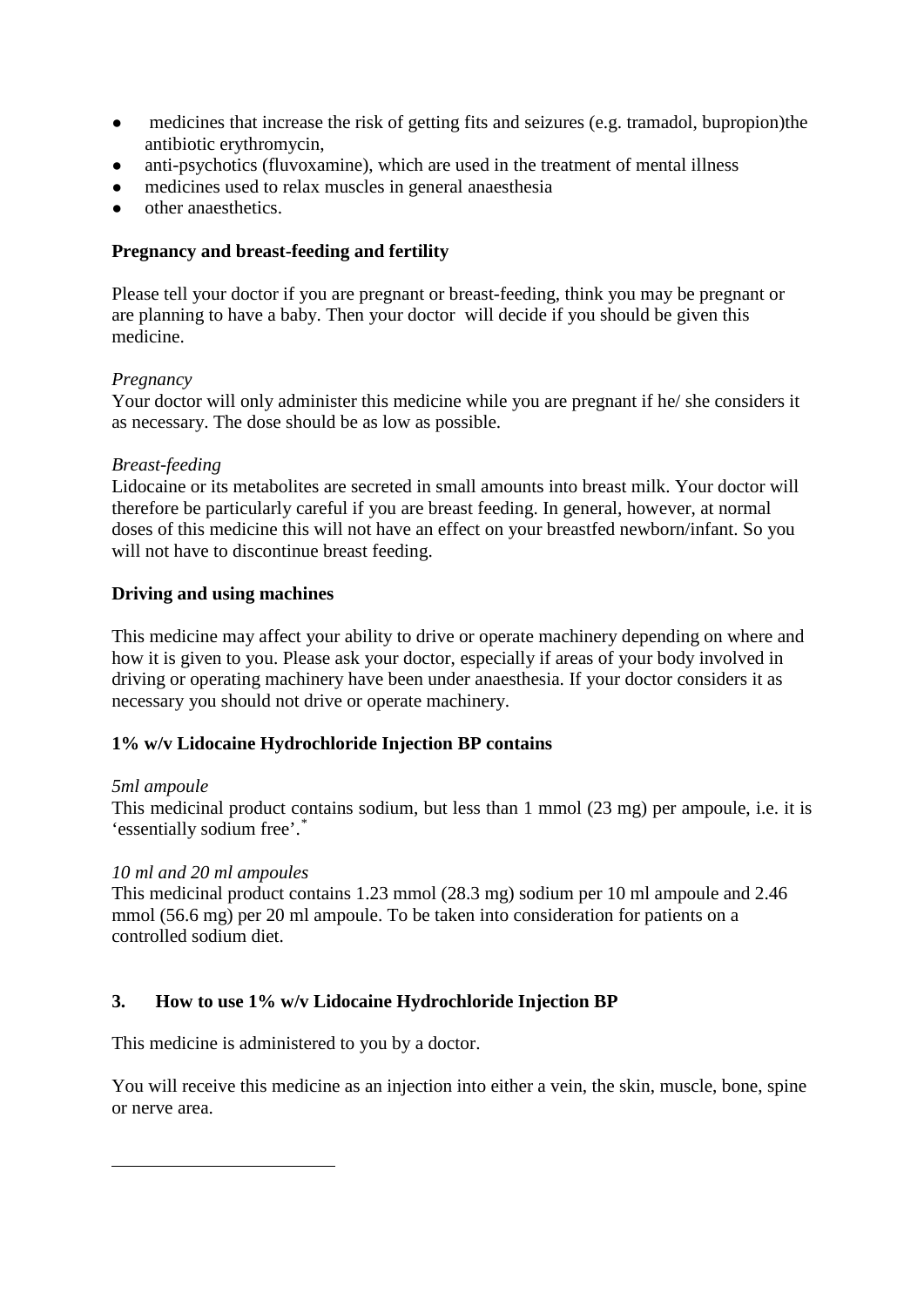- medicines that increase the risk of getting fits and seizures (e.g. tramadol, bupropion)the antibiotic erythromycin,
- anti-psychotics (fluvoxamine), which are used in the treatment of mental illness
- medicines used to relax muscles in general anaesthesia
- other anaesthetics.

**Pregnancy and breast-feeding and fertility**

Please tell your doctor if you are pregnant or breast-feeding, think you may be pregnant or are planning to have a baby. Then your doctor will decide if you should be given this medicine.

*Pregnancy*
Your doctor will only administer this medicine while you are pregnant if he/ she considers it as necessary. The dose should be as low as possible.

*Breast-feeding*
Lidocaine or its metabolites are secreted in small amounts into breast milk. Your doctor will therefore be particularly careful if you are breast feeding. In general, however, at normal doses of this medicine this will not have an effect on your breastfed newborn/infant. So you will not have to discontinue breast feeding.

**Driving and using machines**

This medicine may affect your ability to drive or operate machinery depending on where and how it is given to you. Please ask your doctor, especially if areas of your body involved in driving or operating machinery have been under anaesthesia. If your doctor considers it as necessary you should not drive or operate machinery.

**1% w/v Lidocaine Hydrochloride Injection BP contains**

*5ml ampoule*
This medicinal product contains sodium, but less than 1 mmol (23 mg) per ampoule, i.e. it is 'essentially sodium free'.*

*10 ml and 20 ml ampoules*
This medicinal product contains 1.23 mmol (28.3 mg) sodium per 10 ml ampoule and 2.46 mmol (56.6 mg) per 20 ml ampoule. To be taken into consideration for patients on a controlled sodium diet.

## 3. How to use 1% w/v Lidocaine Hydrochloride Injection BP

This medicine is administered to you by a doctor.

You will receive this medicine as an injection into either a vein, the skin, muscle, bone, spine or nerve area.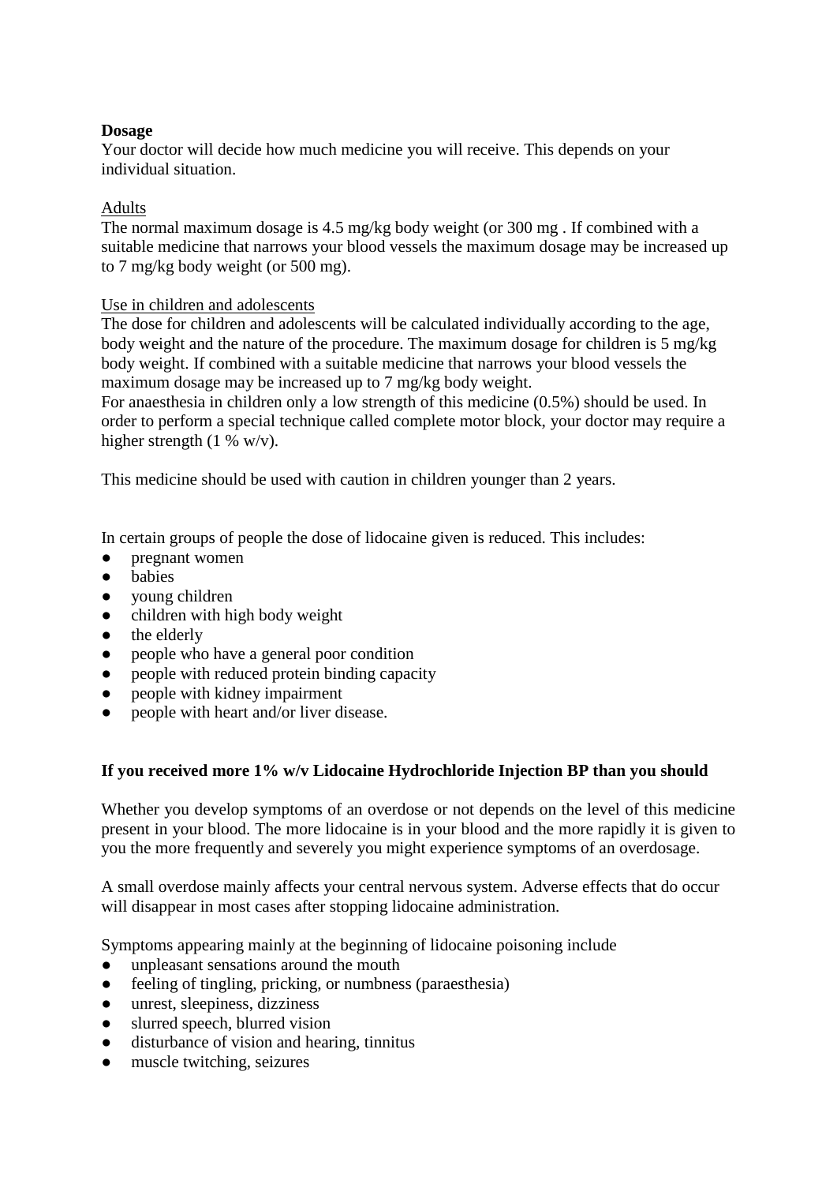**Dosage**

Your doctor will decide how much medicine you will receive. This depends on your individual situation.

<u>Adults</u>

The normal maximum dosage is 4.5 mg/kg body weight (or 300 mg . If combined with a suitable medicine that narrows your blood vessels the maximum dosage may be increased up to 7 mg/kg body weight (or 500 mg).

<u>Use in children and adolescents</u>

The dose for children and adolescents will be calculated individually according to the age, body weight and the nature of the procedure. The maximum dosage for children is 5 mg/kg body weight. If combined with a suitable medicine that narrows your blood vessels the maximum dosage may be increased up to 7 mg/kg body weight.
For anaesthesia in children only a low strength of this medicine (0.5%) should be used. In order to perform a special technique called complete motor block, your doctor may require a higher strength (1 % w/v).

This medicine should be used with caution in children younger than 2 years.

In certain groups of people the dose of lidocaine given is reduced. This includes:

- pregnant women
- babies
- young children
- children with high body weight
- the elderly
- people who have a general poor condition
- people with reduced protein binding capacity
- people with kidney impairment
- people with heart and/or liver disease.

**If you received more 1% w/v Lidocaine Hydrochloride Injection BP than you should**

Whether you develop symptoms of an overdose or not depends on the level of this medicine present in your blood. The more lidocaine is in your blood and the more rapidly it is given to you the more frequently and severely you might experience symptoms of an overdosage.

A small overdose mainly affects your central nervous system. Adverse effects that do occur will disappear in most cases after stopping lidocaine administration.

Symptoms appearing mainly at the beginning of lidocaine poisoning include

- unpleasant sensations around the mouth
- feeling of tingling, pricking, or numbness (paraesthesia)
- unrest, sleepiness, dizziness
- slurred speech, blurred vision
- disturbance of vision and hearing, tinnitus
- muscle twitching, seizures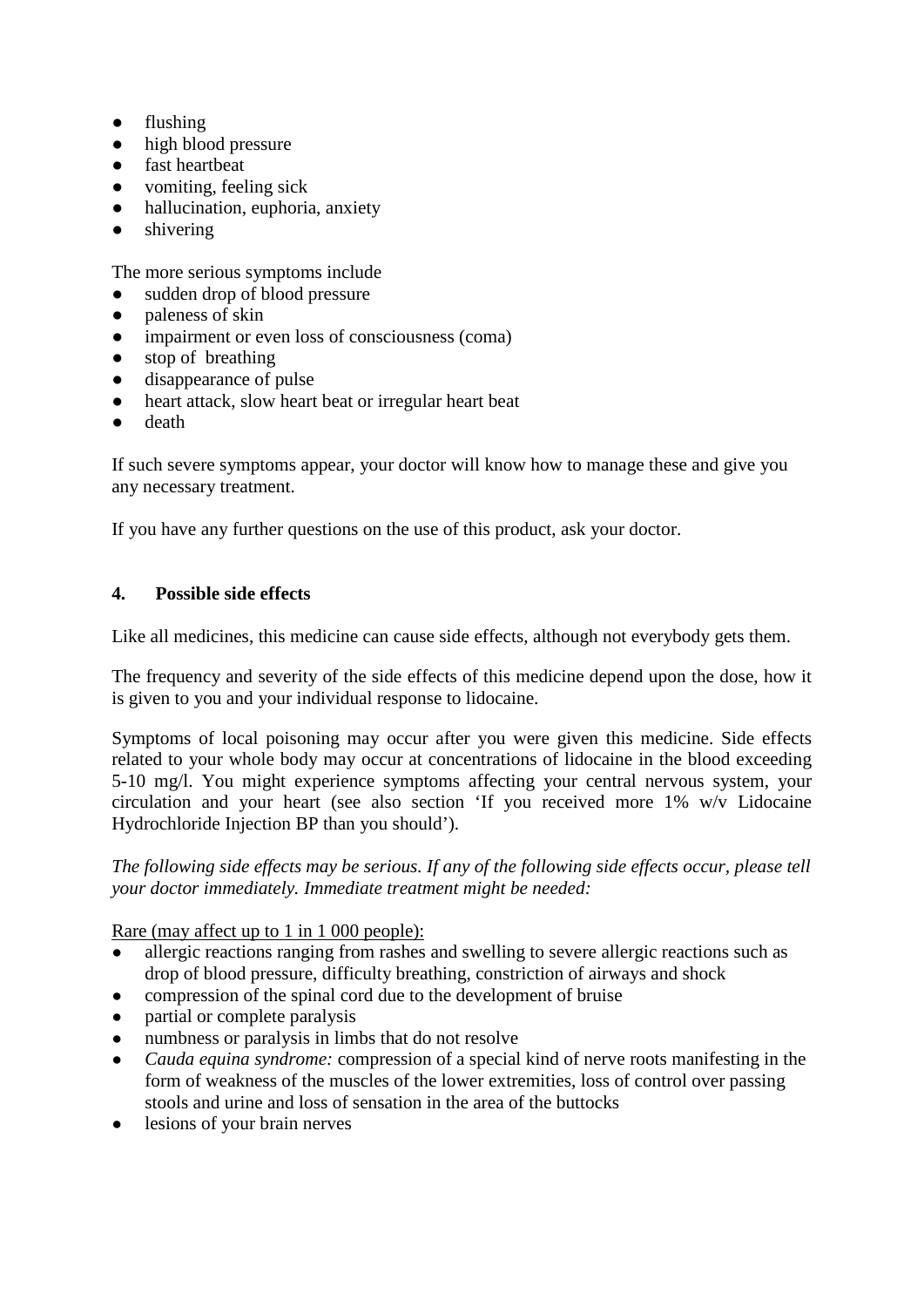- flushing
- high blood pressure
- fast heartbeat
- vomiting, feeling sick
- hallucination, euphoria, anxiety
- shivering

The more serious symptoms include

- sudden drop of blood pressure
- paleness of skin
- impairment or even loss of consciousness (coma)
- stop of breathing
- disappearance of pulse
- heart attack, slow heart beat or irregular heart beat
- death

If such severe symptoms appear, your doctor will know how to manage these and give you any necessary treatment.

If you have any further questions on the use of this product, ask your doctor.

## 4. Possible side effects

Like all medicines, this medicine can cause side effects, although not everybody gets them.

The frequency and severity of the side effects of this medicine depend upon the dose, how it is given to you and your individual response to lidocaine.

Symptoms of local poisoning may occur after you were given this medicine. Side effects related to your whole body may occur at concentrations of lidocaine in the blood exceeding 5-10 mg/l. You might experience symptoms affecting your central nervous system, your circulation and your heart (see also section 'If you received more 1% w/v Lidocaine Hydrochloride Injection BP than you should').

*The following side effects may be serious. If any of the following side effects occur, please tell your doctor immediately. Immediate treatment might be needed:*

Rare (may affect up to 1 in 1 000 people):

- allergic reactions ranging from rashes and swelling to severe allergic reactions such as drop of blood pressure, difficulty breathing, constriction of airways and shock
- compression of the spinal cord due to the development of bruise
- partial or complete paralysis
- numbness or paralysis in limbs that do not resolve
- *Cauda equina syndrome:* compression of a special kind of nerve roots manifesting in the form of weakness of the muscles of the lower extremities, loss of control over passing stools and urine and loss of sensation in the area of the buttocks
- lesions of your brain nerves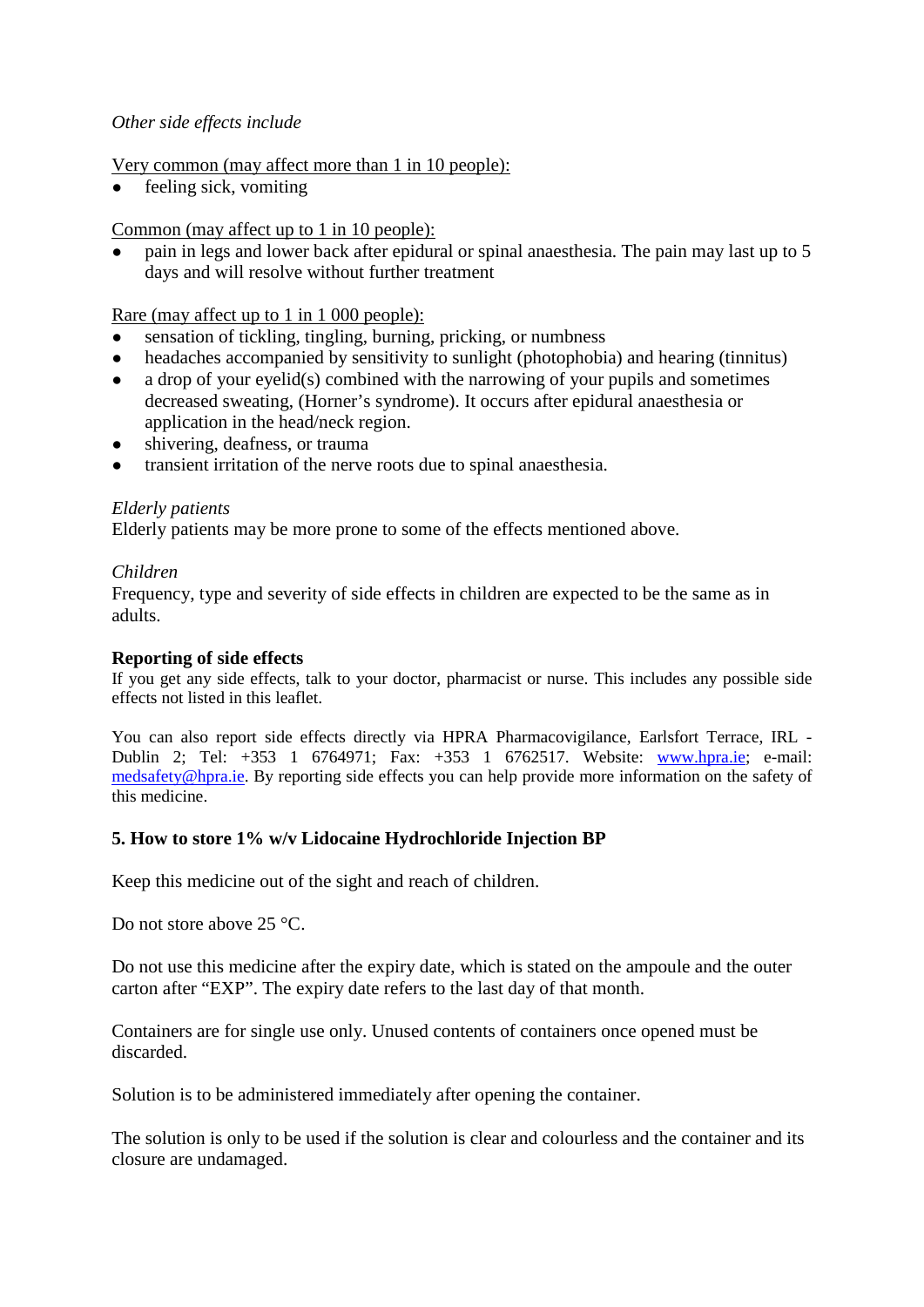*Other side effects include*

Very common (may affect more than 1 in 10 people):

- feeling sick, vomiting

Common (may affect up to 1 in 10 people):

- pain in legs and lower back after epidural or spinal anaesthesia. The pain may last up to 5 days and will resolve without further treatment

Rare (may affect up to 1 in 1 000 people):

- sensation of tickling, tingling, burning, pricking, or numbness
- headaches accompanied by sensitivity to sunlight (photophobia) and hearing (tinnitus)
- a drop of your eyelid(s) combined with the narrowing of your pupils and sometimes decreased sweating, (Horner's syndrome). It occurs after epidural anaesthesia or application in the head/neck region.
- shivering, deafness, or trauma
- transient irritation of the nerve roots due to spinal anaesthesia.

*Elderly patients*

Elderly patients may be more prone to some of the effects mentioned above.

*Children*

Frequency, type and severity of side effects in children are expected to be the same as in adults.

**Reporting of side effects**

If you get any side effects, talk to your doctor, pharmacist or nurse. This includes any possible side effects not listed in this leaflet.

You can also report side effects directly via HPRA Pharmacovigilance, Earlsfort Terrace, IRL - Dublin 2; Tel: +353 1 6764971; Fax: +353 1 6762517. Website: www.hpra.ie; e-mail: medsafety@hpra.ie. By reporting side effects you can help provide more information on the safety of this medicine.

## 5. How to store 1% w/v Lidocaine Hydrochloride Injection BP

Keep this medicine out of the sight and reach of children.

Do not store above 25 °C.

Do not use this medicine after the expiry date, which is stated on the ampoule and the outer carton after "EXP". The expiry date refers to the last day of that month.

Containers are for single use only. Unused contents of containers once opened must be discarded.

Solution is to be administered immediately after opening the container.

The solution is only to be used if the solution is clear and colourless and the container and its closure are undamaged.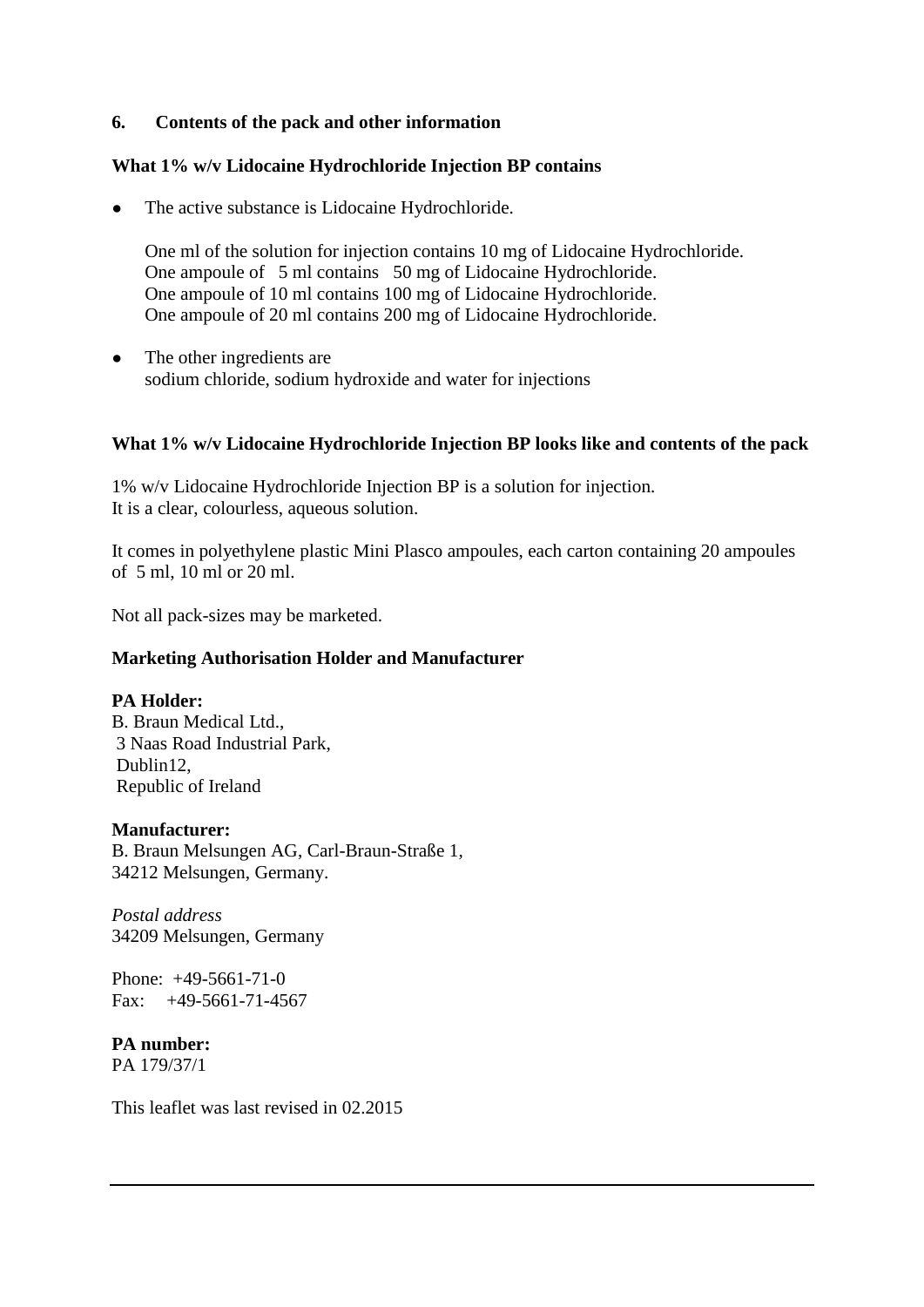## 6. Contents of the pack and other information

### What 1% w/v Lidocaine Hydrochloride Injection BP contains

- The active substance is Lidocaine Hydrochloride.

  One ml of the solution for injection contains 10 mg of Lidocaine Hydrochloride.
  One ampoule of 5 ml contains 50 mg of Lidocaine Hydrochloride.
  One ampoule of 10 ml contains 100 mg of Lidocaine Hydrochloride.
  One ampoule of 20 ml contains 200 mg of Lidocaine Hydrochloride.

- The other ingredients are
  sodium chloride, sodium hydroxide and water for injections

### What 1% w/v Lidocaine Hydrochloride Injection BP looks like and contents of the pack

1% w/v Lidocaine Hydrochloride Injection BP is a solution for injection.
It is a clear, colourless, aqueous solution.

It comes in polyethylene plastic Mini Plasco ampoules, each carton containing 20 ampoules of 5 ml, 10 ml or 20 ml.

Not all pack-sizes may be marketed.

### Marketing Authorisation Holder and Manufacturer

**PA Holder:**
B. Braun Medical Ltd.,
3 Naas Road Industrial Park,
Dublin12,
Republic of Ireland

**Manufacturer:**
B. Braun Melsungen AG, Carl-Braun-Straße 1,
34212 Melsungen, Germany.

*Postal address*
34209 Melsungen, Germany

Phone: +49-5661-71-0
Fax: +49-5661-71-4567

**PA number:**
PA 179/37/1

This leaflet was last revised in 02.2015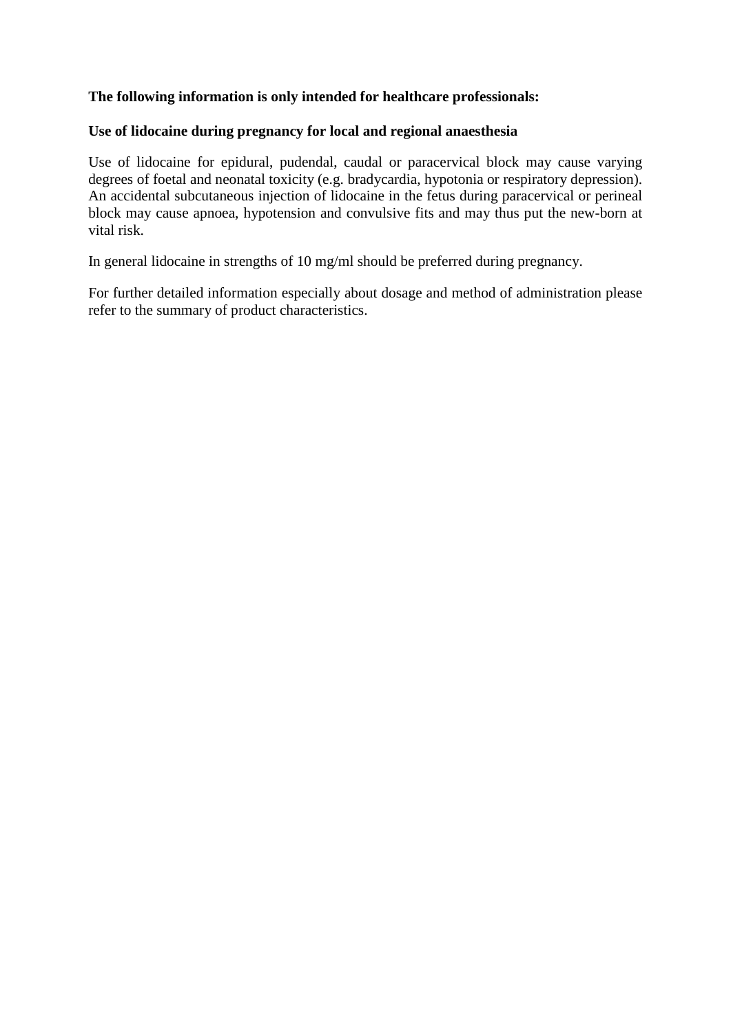**The following information is only intended for healthcare professionals:**

**Use of lidocaine during pregnancy for local and regional anaesthesia**

Use of lidocaine for epidural, pudendal, caudal or paracervical block may cause varying degrees of foetal and neonatal toxicity (e.g. bradycardia, hypotonia or respiratory depression). An accidental subcutaneous injection of lidocaine in the fetus during paracervical or perineal block may cause apnoea, hypotension and convulsive fits and may thus put the new-born at vital risk.

In general lidocaine in strengths of 10 mg/ml should be preferred during pregnancy.

For further detailed information especially about dosage and method of administration please refer to the summary of product characteristics.